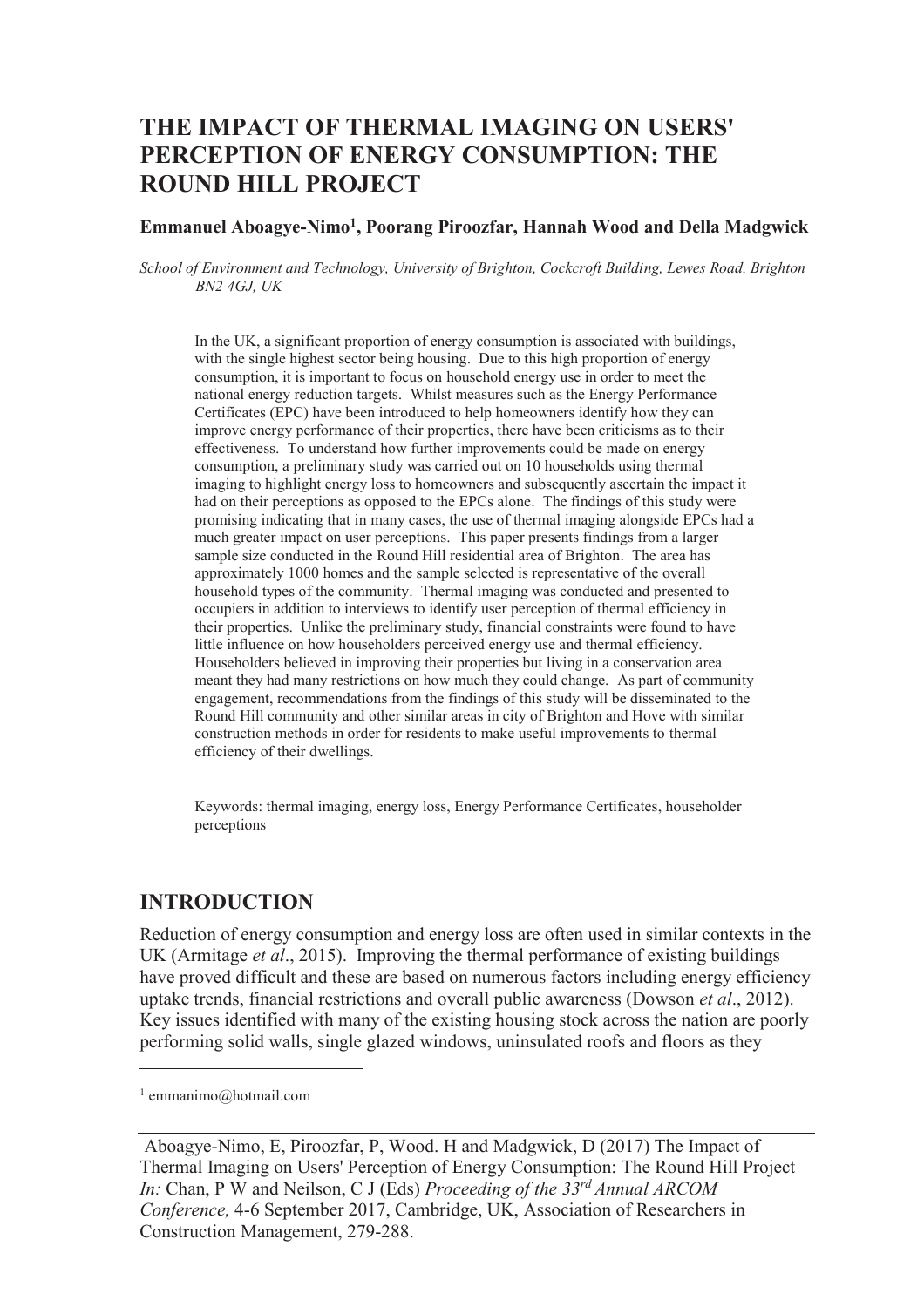# THE IMPACT OF THERMAL IMAGING ON USERS' PERCEPTION OF ENERGY CONSUMPTION: THE ROUND HILL PROJECT

**Emmanuel Aboagye-Nimo[1], Poorang Piroozfar, Hannah Wood and Della Madgwick**

*School of Environment and Technology, University of Brighton, Cockcroft Building, Lewes Road, Brighton BN2 4GJ, UK*

In the UK, a significant proportion of energy consumption is associated with buildings, with the single highest sector being housing. Due to this high proportion of energy consumption, it is important to focus on household energy use in order to meet the national energy reduction targets. Whilst measures such as the Energy Performance Certificates (EPC) have been introduced to help homeowners identify how they can improve energy performance of their properties, there have been criticisms as to their effectiveness. To understand how further improvements could be made on energy consumption, a preliminary study was carried out on 10 households using thermal imaging to highlight energy loss to homeowners and subsequently ascertain the impact it had on their perceptions as opposed to the EPCs alone. The findings of this study were promising indicating that in many cases, the use of thermal imaging alongside EPCs had a much greater impact on user perceptions. This paper presents findings from a larger sample size conducted in the Round Hill residential area of Brighton. The area has approximately 1000 homes and the sample selected is representative of the overall household types of the community. Thermal imaging was conducted and presented to occupiers in addition to interviews to identify user perception of thermal efficiency in their properties. Unlike the preliminary study, financial constraints were found to have little influence on how householders perceived energy use and thermal efficiency. Householders believed in improving their properties but living in a conservation area meant they had many restrictions on how much they could change. As part of community engagement, recommendations from the findings of this study will be disseminated to the Round Hill community and other similar areas in city of Brighton and Hove with similar construction methods in order for residents to make useful improvements to thermal efficiency of their dwellings.

Keywords: thermal imaging, energy loss, Energy Performance Certificates, householder perceptions

## INTRODUCTION

Reduction of energy consumption and energy loss are often used in similar contexts in the UK (Armitage *et al*., 2015). Improving the thermal performance of existing buildings have proved difficult and these are based on numerous factors including energy efficiency uptake trends, financial restrictions and overall public awareness (Dowson *et al*., 2012). Key issues identified with many of the existing housing stock across the nation are poorly performing solid walls, single glazed windows, uninsulated roofs and floors as they

[1] emmanimo@hotmail.com

Aboagye-Nimo, E, Piroozfar, P, Wood. H and Madgwick, D (2017) The Impact of Thermal Imaging on Users' Perception of Energy Consumption: The Round Hill Project *In:* Chan, P W and Neilson, C J (Eds) *Proceeding of the 33rd Annual ARCOM Conference,* 4-6 September 2017, Cambridge, UK, Association of Researchers in Construction Management, 279-288.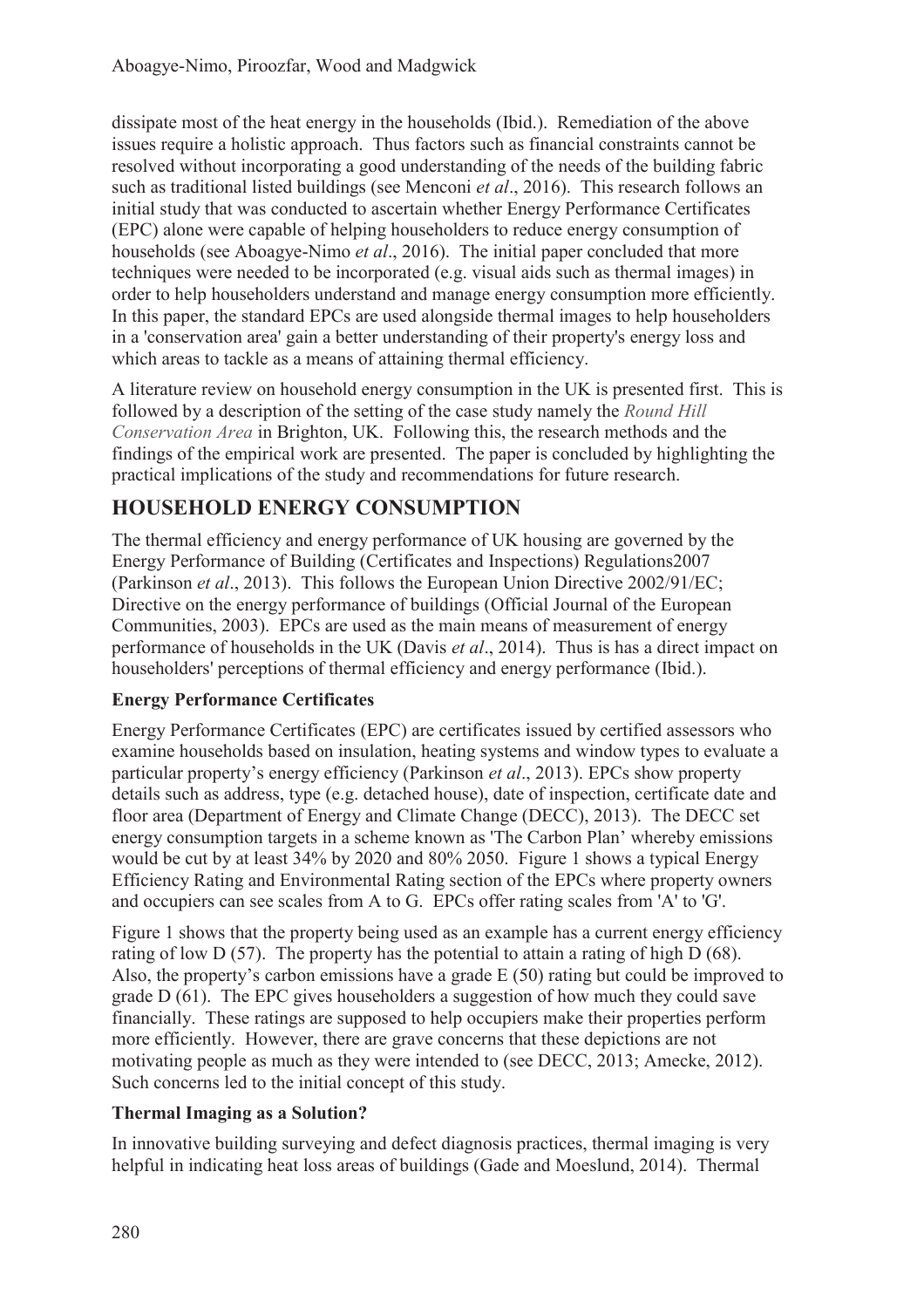dissipate most of the heat energy in the households (Ibid.). Remediation of the above issues require a holistic approach. Thus factors such as financial constraints cannot be resolved without incorporating a good understanding of the needs of the building fabric such as traditional listed buildings (see Menconi *et al*., 2016). This research follows an initial study that was conducted to ascertain whether Energy Performance Certificates (EPC) alone were capable of helping householders to reduce energy consumption of households (see Aboagye-Nimo *et al*., 2016). The initial paper concluded that more techniques were needed to be incorporated (e.g. visual aids such as thermal images) in order to help householders understand and manage energy consumption more efficiently. In this paper, the standard EPCs are used alongside thermal images to help householders in a 'conservation area' gain a better understanding of their property's energy loss and which areas to tackle as a means of attaining thermal efficiency.

A literature review on household energy consumption in the UK is presented first. This is followed by a description of the setting of the case study namely the *Round Hill Conservation Area* in Brighton, UK. Following this, the research methods and the findings of the empirical work are presented. The paper is concluded by highlighting the practical implications of the study and recommendations for future research.

## HOUSEHOLD ENERGY CONSUMPTION

The thermal efficiency and energy performance of UK housing are governed by the Energy Performance of Building (Certificates and Inspections) Regulations2007 (Parkinson *et al*., 2013). This follows the European Union Directive 2002/91/EC; Directive on the energy performance of buildings (Official Journal of the European Communities, 2003). EPCs are used as the main means of measurement of energy performance of households in the UK (Davis *et al*., 2014). Thus is has a direct impact on householders' perceptions of thermal efficiency and energy performance (Ibid.).

### Energy Performance Certificates

Energy Performance Certificates (EPC) are certificates issued by certified assessors who examine households based on insulation, heating systems and window types to evaluate a particular property's energy efficiency (Parkinson *et al*., 2013). EPCs show property details such as address, type (e.g. detached house), date of inspection, certificate date and floor area (Department of Energy and Climate Change (DECC), 2013). The DECC set energy consumption targets in a scheme known as 'The Carbon Plan' whereby emissions would be cut by at least 34% by 2020 and 80% 2050. Figure 1 shows a typical Energy Efficiency Rating and Environmental Rating section of the EPCs where property owners and occupiers can see scales from A to G. EPCs offer rating scales from 'A' to 'G'.

Figure 1 shows that the property being used as an example has a current energy efficiency rating of low D (57). The property has the potential to attain a rating of high D (68). Also, the property's carbon emissions have a grade E (50) rating but could be improved to grade D (61). The EPC gives householders a suggestion of how much they could save financially. These ratings are supposed to help occupiers make their properties perform more efficiently. However, there are grave concerns that these depictions are not motivating people as much as they were intended to (see DECC, 2013; Amecke, 2012). Such concerns led to the initial concept of this study.

### Thermal Imaging as a Solution?

In innovative building surveying and defect diagnosis practices, thermal imaging is very helpful in indicating heat loss areas of buildings (Gade and Moeslund, 2014). Thermal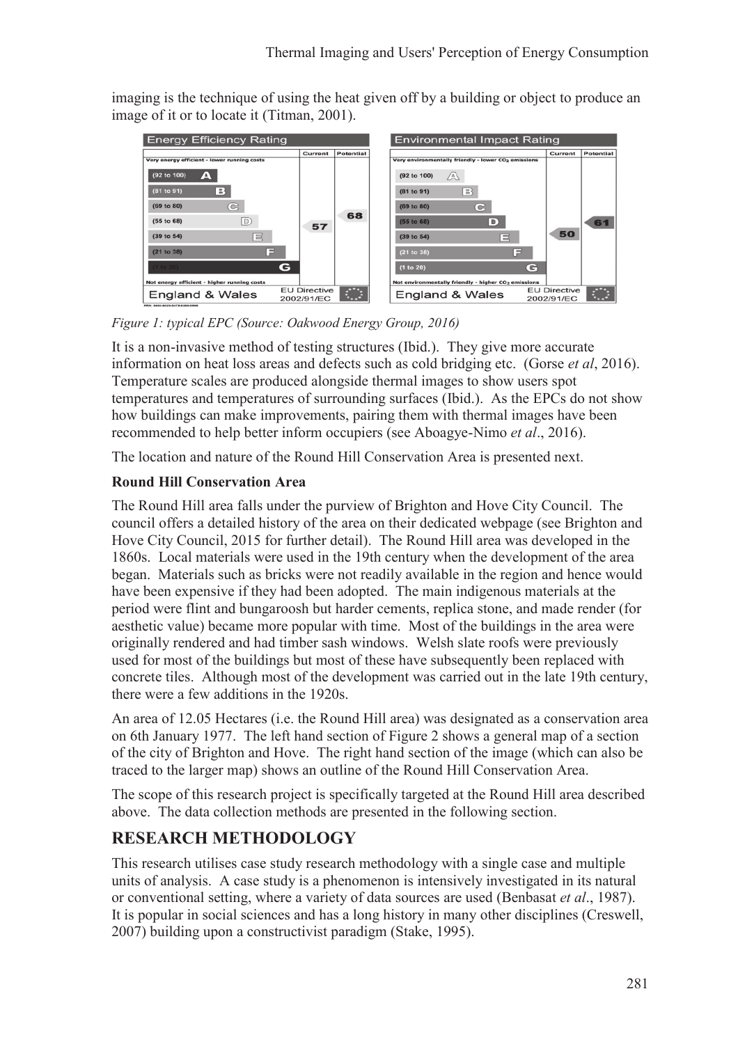imaging is the technique of using the heat given off by a building or object to produce an image of it or to locate it (Titman, 2001).

*Figure 1: typical EPC (Source: Oakwood Energy Group, 2016)*

It is a non-invasive method of testing structures (Ibid.). They give more accurate information on heat loss areas and defects such as cold bridging etc. (Gorse *et al*, 2016). Temperature scales are produced alongside thermal images to show users spot temperatures and temperatures of surrounding surfaces (Ibid.). As the EPCs do not show how buildings can make improvements, pairing them with thermal images have been recommended to help better inform occupiers (see Aboagye-Nimo *et al*., 2016).

The location and nature of the Round Hill Conservation Area is presented next.

**Round Hill Conservation Area**

The Round Hill area falls under the purview of Brighton and Hove City Council. The council offers a detailed history of the area on their dedicated webpage (see Brighton and Hove City Council, 2015 for further detail). The Round Hill area was developed in the 1860s. Local materials were used in the 19th century when the development of the area began. Materials such as bricks were not readily available in the region and hence would have been expensive if they had been adopted. The main indigenous materials at the period were flint and bungaroosh but harder cements, replica stone, and made render (for aesthetic value) became more popular with time. Most of the buildings in the area were originally rendered and had timber sash windows. Welsh slate roofs were previously used for most of the buildings but most of these have subsequently been replaced with concrete tiles. Although most of the development was carried out in the late 19th century, there were a few additions in the 1920s.

An area of 12.05 Hectares (i.e. the Round Hill area) was designated as a conservation area on 6th January 1977. The left hand section of Figure 2 shows a general map of a section of the city of Brighton and Hove. The right hand section of the image (which can also be traced to the larger map) shows an outline of the Round Hill Conservation Area.

The scope of this research project is specifically targeted at the Round Hill area described above. The data collection methods are presented in the following section.

## RESEARCH METHODOLOGY

This research utilises case study research methodology with a single case and multiple units of analysis. A case study is a phenomenon is intensively investigated in its natural or conventional setting, where a variety of data sources are used (Benbasat *et al*., 1987). It is popular in social sciences and has a long history in many other disciplines (Creswell, 2007) building upon a constructivist paradigm (Stake, 1995).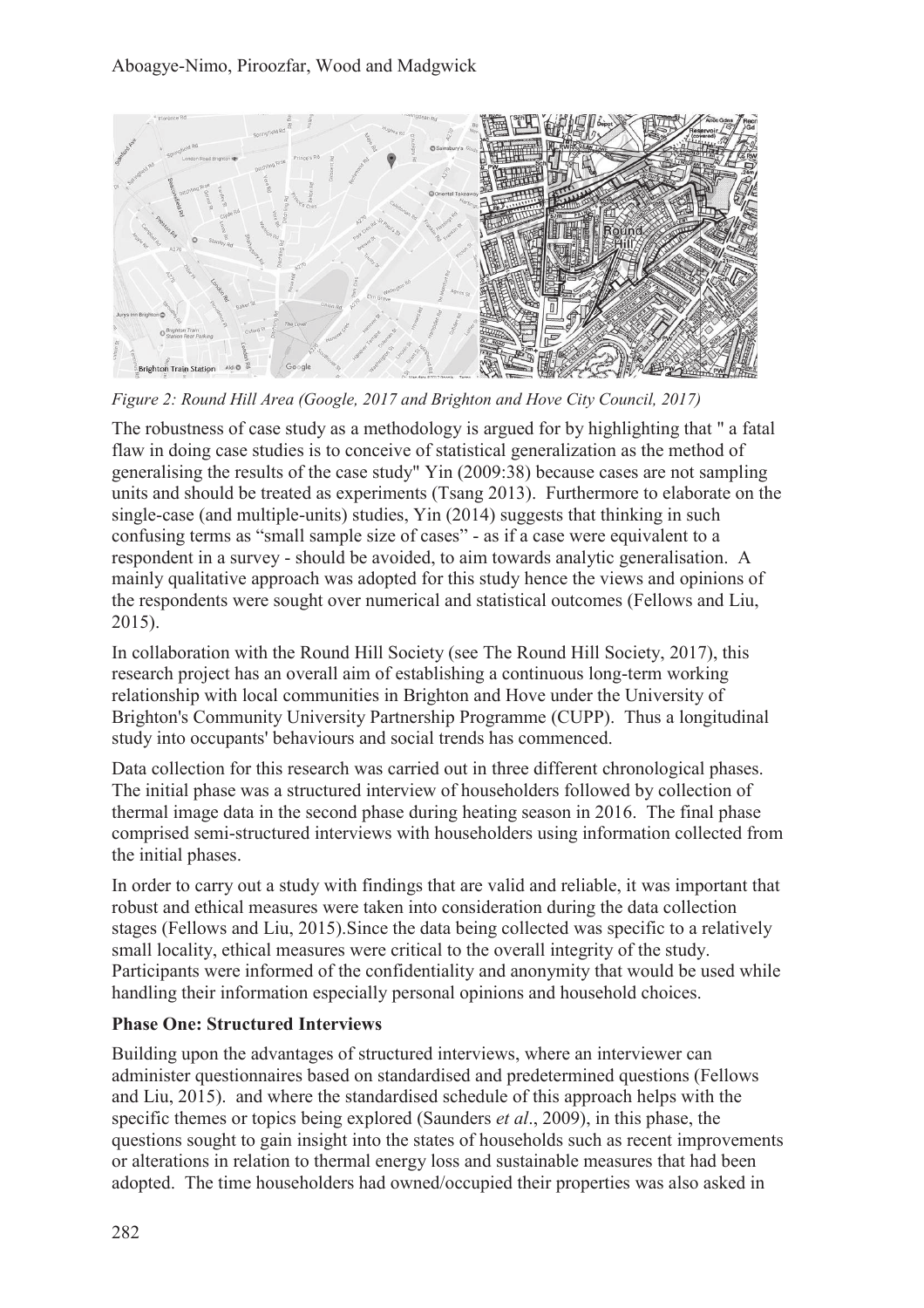*Figure 2: Round Hill Area (Google, 2017 and Brighton and Hove City Council, 2017)*

The robustness of case study as a methodology is argued for by highlighting that " a fatal flaw in doing case studies is to conceive of statistical generalization as the method of generalising the results of the case study" Yin (2009:38) because cases are not sampling units and should be treated as experiments (Tsang 2013). Furthermore to elaborate on the single-case (and multiple-units) studies, Yin (2014) suggests that thinking in such confusing terms as "small sample size of cases" - as if a case were equivalent to a respondent in a survey - should be avoided, to aim towards analytic generalisation. A mainly qualitative approach was adopted for this study hence the views and opinions of the respondents were sought over numerical and statistical outcomes (Fellows and Liu, 2015).

In collaboration with the Round Hill Society (see The Round Hill Society, 2017), this research project has an overall aim of establishing a continuous long-term working relationship with local communities in Brighton and Hove under the University of Brighton's Community University Partnership Programme (CUPP). Thus a longitudinal study into occupants' behaviours and social trends has commenced.

Data collection for this research was carried out in three different chronological phases. The initial phase was a structured interview of householders followed by collection of thermal image data in the second phase during heating season in 2016. The final phase comprised semi-structured interviews with householders using information collected from the initial phases.

In order to carry out a study with findings that are valid and reliable, it was important that robust and ethical measures were taken into consideration during the data collection stages (Fellows and Liu, 2015).Since the data being collected was specific to a relatively small locality, ethical measures were critical to the overall integrity of the study. Participants were informed of the confidentiality and anonymity that would be used while handling their information especially personal opinions and household choices.

**Phase One: Structured Interviews**

Building upon the advantages of structured interviews, where an interviewer can administer questionnaires based on standardised and predetermined questions (Fellows and Liu, 2015). and where the standardised schedule of this approach helps with the specific themes or topics being explored (Saunders *et al*., 2009), in this phase, the questions sought to gain insight into the states of households such as recent improvements or alterations in relation to thermal energy loss and sustainable measures that had been adopted. The time householders had owned/occupied their properties was also asked in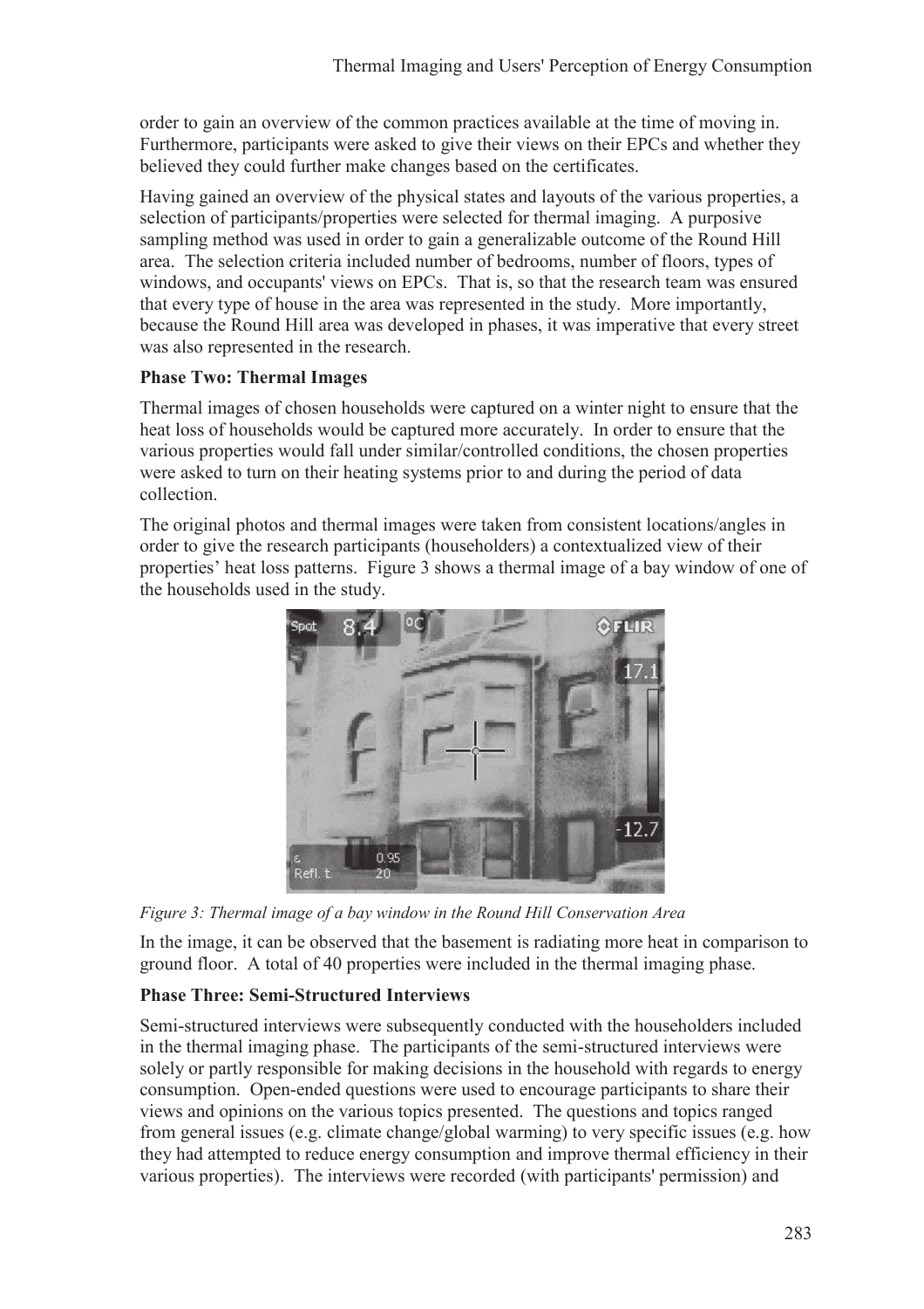order to gain an overview of the common practices available at the time of moving in. Furthermore, participants were asked to give their views on their EPCs and whether they believed they could further make changes based on the certificates.

Having gained an overview of the physical states and layouts of the various properties, a selection of participants/properties were selected for thermal imaging. A purposive sampling method was used in order to gain a generalizable outcome of the Round Hill area. The selection criteria included number of bedrooms, number of floors, types of windows, and occupants' views on EPCs. That is, so that the research team was ensured that every type of house in the area was represented in the study. More importantly, because the Round Hill area was developed in phases, it was imperative that every street was also represented in the research.

**Phase Two: Thermal Images**

Thermal images of chosen households were captured on a winter night to ensure that the heat loss of households would be captured more accurately. In order to ensure that the various properties would fall under similar/controlled conditions, the chosen properties were asked to turn on their heating systems prior to and during the period of data collection.

The original photos and thermal images were taken from consistent locations/angles in order to give the research participants (householders) a contextualized view of their properties' heat loss patterns. Figure 3 shows a thermal image of a bay window of one of the households used in the study.

*Figure 3: Thermal image of a bay window in the Round Hill Conservation Area*

In the image, it can be observed that the basement is radiating more heat in comparison to ground floor. A total of 40 properties were included in the thermal imaging phase.

**Phase Three: Semi-Structured Interviews**

Semi-structured interviews were subsequently conducted with the householders included in the thermal imaging phase. The participants of the semi-structured interviews were solely or partly responsible for making decisions in the household with regards to energy consumption. Open-ended questions were used to encourage participants to share their views and opinions on the various topics presented. The questions and topics ranged from general issues (e.g. climate change/global warming) to very specific issues (e.g. how they had attempted to reduce energy consumption and improve thermal efficiency in their various properties). The interviews were recorded (with participants' permission) and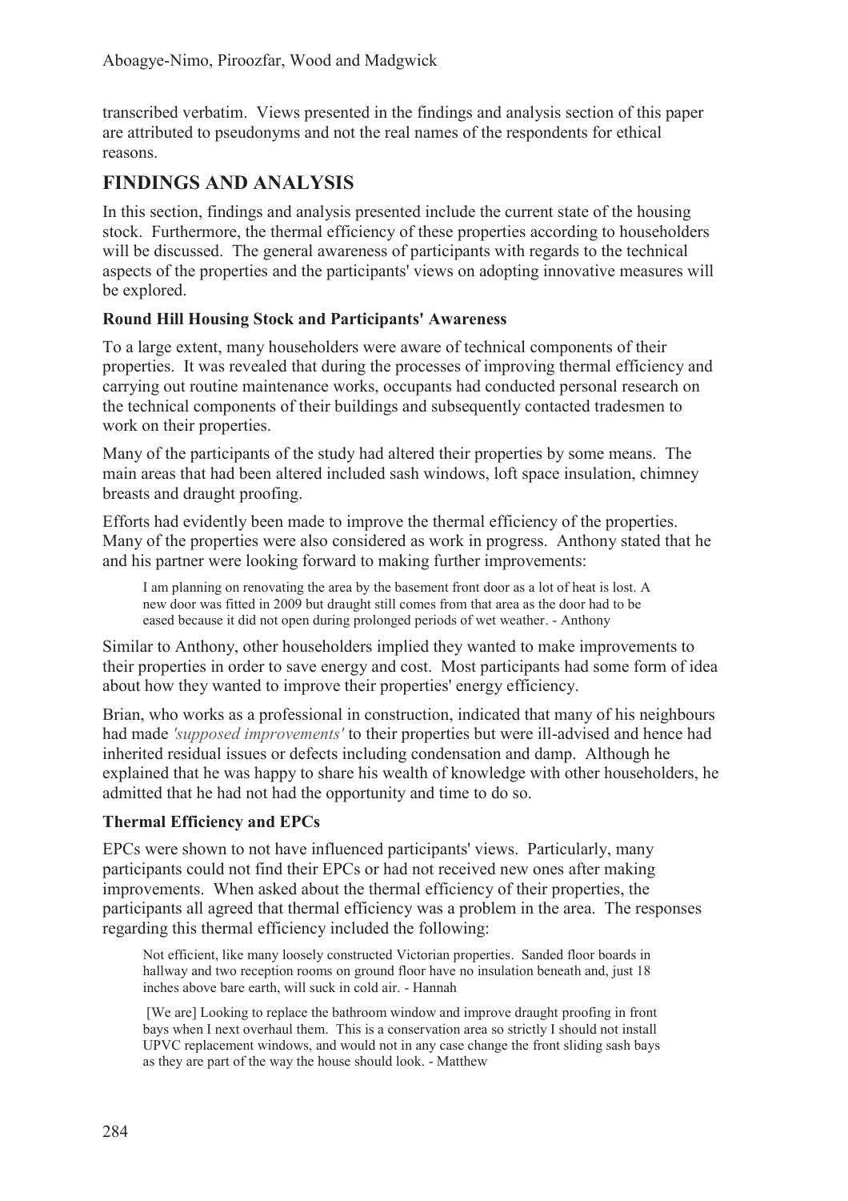transcribed verbatim. Views presented in the findings and analysis section of this paper are attributed to pseudonyms and not the real names of the respondents for ethical reasons.

## FINDINGS AND ANALYSIS

In this section, findings and analysis presented include the current state of the housing stock. Furthermore, the thermal efficiency of these properties according to householders will be discussed. The general awareness of participants with regards to the technical aspects of the properties and the participants' views on adopting innovative measures will be explored.

### Round Hill Housing Stock and Participants' Awareness

To a large extent, many householders were aware of technical components of their properties. It was revealed that during the processes of improving thermal efficiency and carrying out routine maintenance works, occupants had conducted personal research on the technical components of their buildings and subsequently contacted tradesmen to work on their properties.

Many of the participants of the study had altered their properties by some means. The main areas that had been altered included sash windows, loft space insulation, chimney breasts and draught proofing.

Efforts had evidently been made to improve the thermal efficiency of the properties. Many of the properties were also considered as work in progress. Anthony stated that he and his partner were looking forward to making further improvements:

> I am planning on renovating the area by the basement front door as a lot of heat is lost. A new door was fitted in 2009 but draught still comes from that area as the door had to be eased because it did not open during prolonged periods of wet weather. - Anthony

Similar to Anthony, other householders implied they wanted to make improvements to their properties in order to save energy and cost. Most participants had some form of idea about how they wanted to improve their properties' energy efficiency.

Brian, who works as a professional in construction, indicated that many of his neighbours had made *'supposed improvements'* to their properties but were ill-advised and hence had inherited residual issues or defects including condensation and damp. Although he explained that he was happy to share his wealth of knowledge with other householders, he admitted that he had not had the opportunity and time to do so.

### Thermal Efficiency and EPCs

EPCs were shown to not have influenced participants' views. Particularly, many participants could not find their EPCs or had not received new ones after making improvements. When asked about the thermal efficiency of their properties, the participants all agreed that thermal efficiency was a problem in the area. The responses regarding this thermal efficiency included the following:

> Not efficient, like many loosely constructed Victorian properties. Sanded floor boards in hallway and two reception rooms on ground floor have no insulation beneath and, just 18 inches above bare earth, will suck in cold air. - Hannah

> [We are] Looking to replace the bathroom window and improve draught proofing in front bays when I next overhaul them. This is a conservation area so strictly I should not install UPVC replacement windows, and would not in any case change the front sliding sash bays as they are part of the way the house should look. - Matthew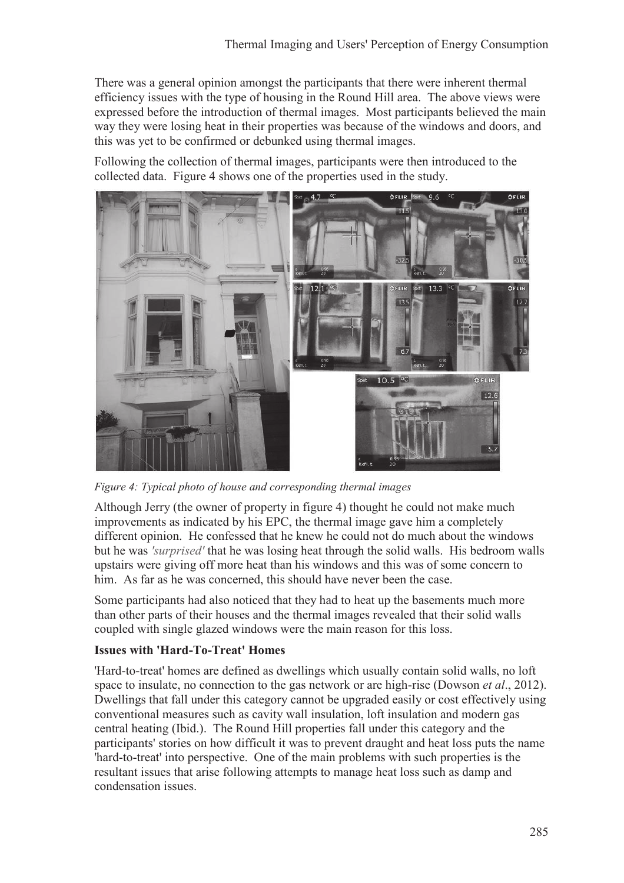There was a general opinion amongst the participants that there were inherent thermal efficiency issues with the type of housing in the Round Hill area. The above views were expressed before the introduction of thermal images. Most participants believed the main way they were losing heat in their properties was because of the windows and doors, and this was yet to be confirmed or debunked using thermal images.

Following the collection of thermal images, participants were then introduced to the collected data. Figure 4 shows one of the properties used in the study.

*Figure 4: Typical photo of house and corresponding thermal images*

Although Jerry (the owner of property in figure 4) thought he could not make much improvements as indicated by his EPC, the thermal image gave him a completely different opinion. He confessed that he knew he could not do much about the windows but he was *'surprised'* that he was losing heat through the solid walls. His bedroom walls upstairs were giving off more heat than his windows and this was of some concern to him. As far as he was concerned, this should have never been the case.

Some participants had also noticed that they had to heat up the basements much more than other parts of their houses and the thermal images revealed that their solid walls coupled with single glazed windows were the main reason for this loss.

**Issues with 'Hard-To-Treat' Homes**

'Hard-to-treat' homes are defined as dwellings which usually contain solid walls, no loft space to insulate, no connection to the gas network or are high-rise (Dowson *et al*., 2012). Dwellings that fall under this category cannot be upgraded easily or cost effectively using conventional measures such as cavity wall insulation, loft insulation and modern gas central heating (Ibid.). The Round Hill properties fall under this category and the participants' stories on how difficult it was to prevent draught and heat loss puts the name 'hard-to-treat' into perspective. One of the main problems with such properties is the resultant issues that arise following attempts to manage heat loss such as damp and condensation issues.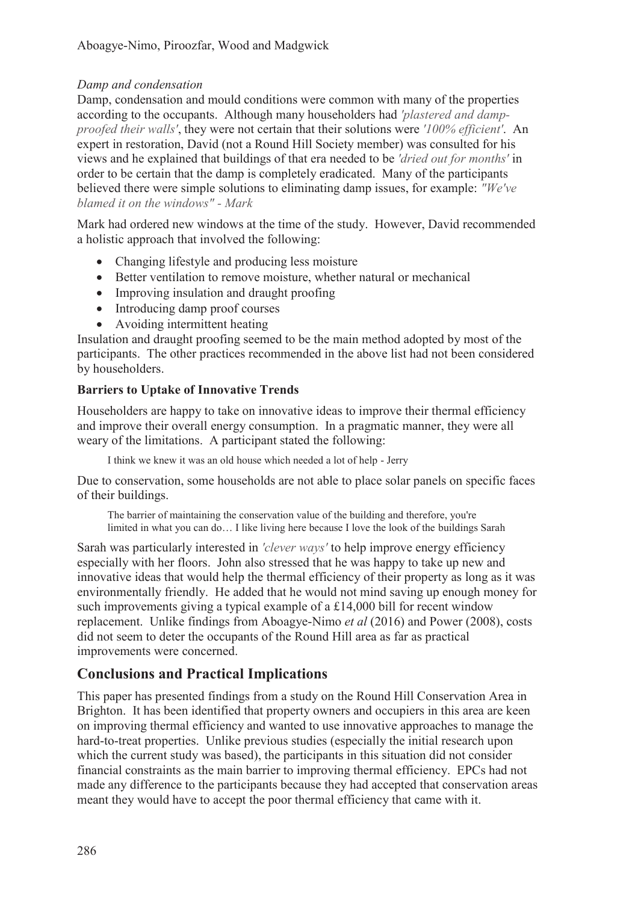*Damp and condensation*

Damp, condensation and mould conditions were common with many of the properties according to the occupants. Although many householders had *'plastered and damp-proofed their walls'*, they were not certain that their solutions were *'100% efficient'*. An expert in restoration, David (not a Round Hill Society member) was consulted for his views and he explained that buildings of that era needed to be *'dried out for months'* in order to be certain that the damp is completely eradicated. Many of the participants believed there were simple solutions to eliminating damp issues, for example: *"We've blamed it on the windows" - Mark*

Mark had ordered new windows at the time of the study. However, David recommended a holistic approach that involved the following:

- Changing lifestyle and producing less moisture
- Better ventilation to remove moisture, whether natural or mechanical
- Improving insulation and draught proofing
- Introducing damp proof courses
- Avoiding intermittent heating

Insulation and draught proofing seemed to be the main method adopted by most of the participants. The other practices recommended in the above list had not been considered by householders.

**Barriers to Uptake of Innovative Trends**

Householders are happy to take on innovative ideas to improve their thermal efficiency and improve their overall energy consumption. In a pragmatic manner, they were all weary of the limitations. A participant stated the following:

> I think we knew it was an old house which needed a lot of help - Jerry

Due to conservation, some households are not able to place solar panels on specific faces of their buildings.

> The barrier of maintaining the conservation value of the building and therefore, you're limited in what you can do… I like living here because I love the look of the buildings Sarah

Sarah was particularly interested in *'clever ways'* to help improve energy efficiency especially with her floors. John also stressed that he was happy to take up new and innovative ideas that would help the thermal efficiency of their property as long as it was environmentally friendly. He added that he would not mind saving up enough money for such improvements giving a typical example of a £14,000 bill for recent window replacement. Unlike findings from Aboagye-Nimo *et al* (2016) and Power (2008), costs did not seem to deter the occupants of the Round Hill area as far as practical improvements were concerned.

## Conclusions and Practical Implications

This paper has presented findings from a study on the Round Hill Conservation Area in Brighton. It has been identified that property owners and occupiers in this area are keen on improving thermal efficiency and wanted to use innovative approaches to manage the hard-to-treat properties. Unlike previous studies (especially the initial research upon which the current study was based), the participants in this situation did not consider financial constraints as the main barrier to improving thermal efficiency. EPCs had not made any difference to the participants because they had accepted that conservation areas meant they would have to accept the poor thermal efficiency that came with it.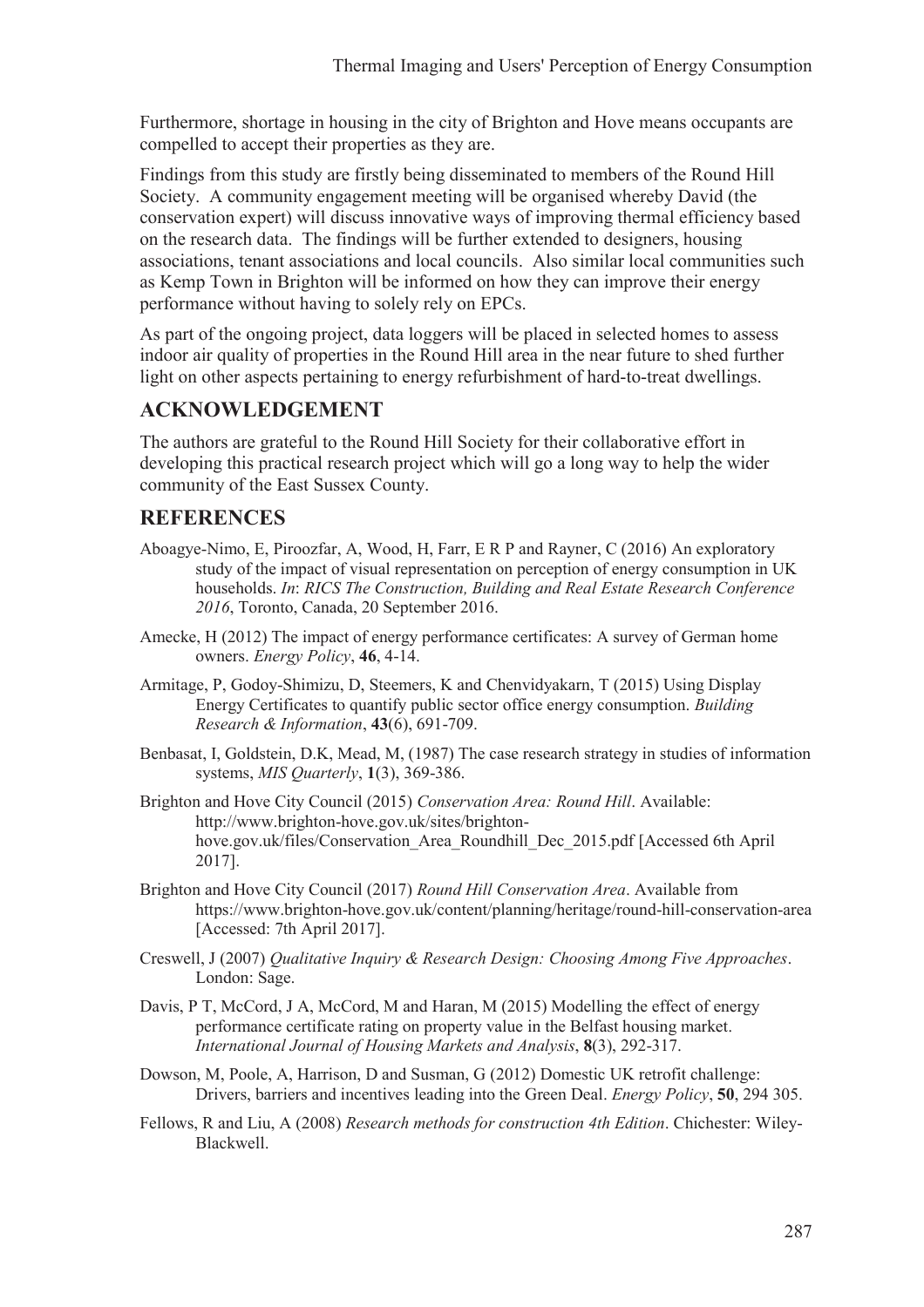Furthermore, shortage in housing in the city of Brighton and Hove means occupants are compelled to accept their properties as they are.

Findings from this study are firstly being disseminated to members of the Round Hill Society. A community engagement meeting will be organised whereby David (the conservation expert) will discuss innovative ways of improving thermal efficiency based on the research data. The findings will be further extended to designers, housing associations, tenant associations and local councils. Also similar local communities such as Kemp Town in Brighton will be informed on how they can improve their energy performance without having to solely rely on EPCs.

As part of the ongoing project, data loggers will be placed in selected homes to assess indoor air quality of properties in the Round Hill area in the near future to shed further light on other aspects pertaining to energy refurbishment of hard-to-treat dwellings.

## ACKNOWLEDGEMENT

The authors are grateful to the Round Hill Society for their collaborative effort in developing this practical research project which will go a long way to help the wider community of the East Sussex County.

## REFERENCES

Aboagye-Nimo, E, Piroozfar, A, Wood, H, Farr, E R P and Rayner, C (2016) An exploratory study of the impact of visual representation on perception of energy consumption in UK households. *In*: *RICS The Construction, Building and Real Estate Research Conference 2016*, Toronto, Canada, 20 September 2016.

Amecke, H (2012) The impact of energy performance certificates: A survey of German home owners. *Energy Policy*, **46**, 4-14.

Armitage, P, Godoy-Shimizu, D, Steemers, K and Chenvidyakarn, T (2015) Using Display Energy Certificates to quantify public sector office energy consumption. *Building Research & Information*, **43**(6), 691-709.

Benbasat, I, Goldstein, D.K, Mead, M, (1987) The case research strategy in studies of information systems, *MIS Quarterly*, **1**(3), 369-386.

Brighton and Hove City Council (2015) *Conservation Area: Round Hill*. Available: http://www.brighton-hove.gov.uk/sites/brighton-hove.gov.uk/files/Conservation_Area_Roundhill_Dec_2015.pdf [Accessed 6th April 2017].

Brighton and Hove City Council (2017) *Round Hill Conservation Area*. Available from https://www.brighton-hove.gov.uk/content/planning/heritage/round-hill-conservation-area [Accessed: 7th April 2017].

Creswell, J (2007) *Qualitative Inquiry & Research Design: Choosing Among Five Approaches*. London: Sage.

Davis, P T, McCord, J A, McCord, M and Haran, M (2015) Modelling the effect of energy performance certificate rating on property value in the Belfast housing market. *International Journal of Housing Markets and Analysis*, **8**(3), 292-317.

Dowson, M, Poole, A, Harrison, D and Susman, G (2012) Domestic UK retrofit challenge: Drivers, barriers and incentives leading into the Green Deal. *Energy Policy*, **50**, 294 305.

Fellows, R and Liu, A (2008) *Research methods for construction 4th Edition*. Chichester: Wiley-Blackwell.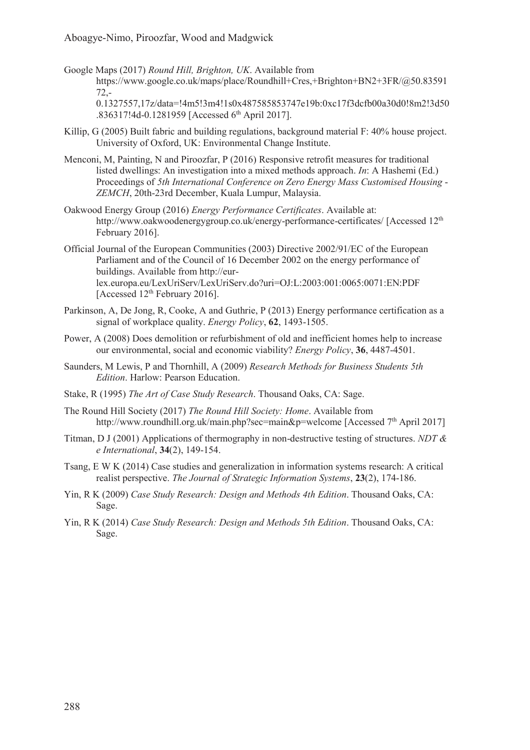Google Maps (2017) *Round Hill, Brighton, UK*. Available from https://www.google.co.uk/maps/place/Roundhill+Cres,+Brighton+BN2+3FR/@50.8359172,-0.1327557,17z/data=!4m5!3m4!1s0x487585853747e19b:0xc17f3dcfb00a30d0!8m2!3d50.836317!4d-0.1281959 [Accessed 6th April 2017].

Killip, G (2005) Built fabric and building regulations, background material F: 40% house project. University of Oxford, UK: Environmental Change Institute.

Menconi, M, Painting, N and Piroozfar, P (2016) Responsive retrofit measures for traditional listed dwellings: An investigation into a mixed methods approach. *In*: A Hashemi (Ed.) Proceedings of *5th International Conference on Zero Energy Mass Customised Housing - ZEMCH*, 20th-23rd December, Kuala Lumpur, Malaysia.

Oakwood Energy Group (2016) *Energy Performance Certificates*. Available at: http://www.oakwoodenergygroup.co.uk/energy-performance-certificates/ [Accessed 12th February 2016].

Official Journal of the European Communities (2003) Directive 2002/91/EC of the European Parliament and of the Council of 16 December 2002 on the energy performance of buildings. Available from http://eur-lex.europa.eu/LexUriServ/LexUriServ.do?uri=OJ:L:2003:001:0065:0071:EN:PDF [Accessed 12th February 2016].

Parkinson, A, De Jong, R, Cooke, A and Guthrie, P (2013) Energy performance certification as a signal of workplace quality. *Energy Policy*, **62**, 1493-1505.

Power, A (2008) Does demolition or refurbishment of old and inefficient homes help to increase our environmental, social and economic viability? *Energy Policy*, **36**, 4487-4501.

Saunders, M Lewis, P and Thornhill, A (2009) *Research Methods for Business Students 5th Edition*. Harlow: Pearson Education.

Stake, R (1995) *The Art of Case Study Research*. Thousand Oaks, CA: Sage.

The Round Hill Society (2017) *The Round Hill Society: Home*. Available from http://www.roundhill.org.uk/main.php?sec=main&p=welcome [Accessed 7th April 2017]

Titman, D J (2001) Applications of thermography in non-destructive testing of structures. *NDT & e International*, **34**(2), 149-154.

Tsang, E W K (2014) Case studies and generalization in information systems research: A critical realist perspective. *The Journal of Strategic Information Systems*, **23**(2), 174-186.

Yin, R K (2009) *Case Study Research: Design and Methods 4th Edition*. Thousand Oaks, CA: Sage.

Yin, R K (2014) *Case Study Research: Design and Methods 5th Edition*. Thousand Oaks, CA: Sage.